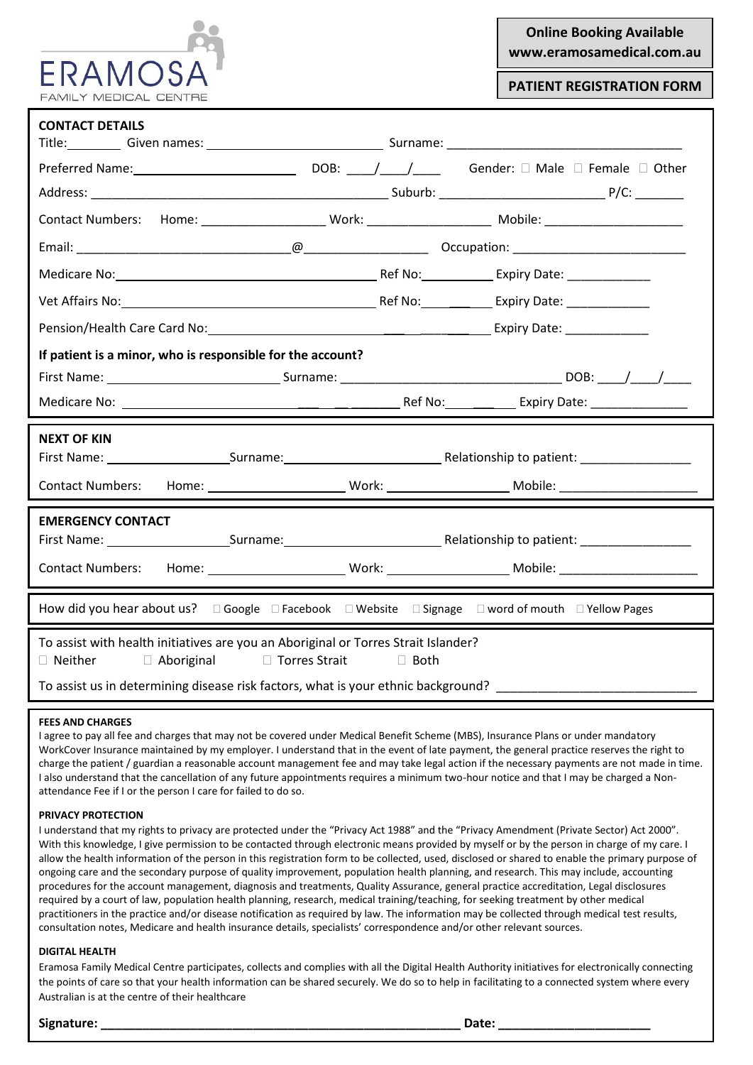ERAMOSA
FAMILY MEDICAL CENTRE

**Online Booking Available**
**www.eramosamedical.com.au**

**PATIENT REGISTRATION FORM**

## CONTACT DETAILS

Title:________ Given names: ________________________ Surname: ________________________________

Preferred Name: ________________________ DOB: ____/____/____ Gender: ☐ Male ☐ Female ☐ Other

Address: ____________________________________________ Suburb: ________________________ P/C: _______

Contact Numbers: Home: _________________ Work: _________________ Mobile: ____________________

Email: _______________________________@_________________ Occupation: _________________________

Medicare No: ________________________________________ Ref No: __________ Expiry Date: ____________

Vet Affairs No: ______________________________________ Ref No: __________ Expiry Date: ____________

Pension/Health Care Card No: ___________________________________________ Expiry Date: ____________

**If patient is a minor, who is responsible for the account?**

First Name: _________________________ Surname: _______________________________ DOB: ____/____/____

Medicare No: ______________________________________________ Ref No: __________ Expiry Date: ______________

## NEXT OF KIN

First Name: ___________________ Surname: _______________________ Relationship to patient: ________________

Contact Numbers: Home: ____________________ Work: __________________ Mobile: ____________________

## EMERGENCY CONTACT

First Name: ___________________ Surname: _______________________ Relationship to patient: ________________

Contact Numbers: Home: ____________________ Work: __________________ Mobile: ____________________

How did you hear about us? ☐ Google ☐ Facebook ☐ Website ☐ Signage ☐ word of mouth ☐ Yellow Pages

To assist with health initiatives are you an Aboriginal or Torres Strait Islander?
☐ Neither ☐ Aboriginal ☐ Torres Strait ☐ Both

To assist us in determining disease risk factors, what is your ethnic background? ____________________________

**FEES AND CHARGES**

I agree to pay all fee and charges that may not be covered under Medical Benefit Scheme (MBS), Insurance Plans or under mandatory WorkCover Insurance maintained by my employer. I understand that in the event of late payment, the general practice reserves the right to charge the patient / guardian a reasonable account management fee and may take legal action if the necessary payments are not made in time. I also understand that the cancellation of any future appointments requires a minimum two-hour notice and that I may be charged a Non-attendance Fee if I or the person I care for failed to do so.

**PRIVACY PROTECTION**

I understand that my rights to privacy are protected under the "Privacy Act 1988" and the "Privacy Amendment (Private Sector) Act 2000". With this knowledge, I give permission to be contacted through electronic means provided by myself or by the person in charge of my care. I allow the health information of the person in this registration form to be collected, used, disclosed or shared to enable the primary purpose of ongoing care and the secondary purpose of quality improvement, population health planning, and research. This may include, accounting procedures for the account management, diagnosis and treatments, Quality Assurance, general practice accreditation, Legal disclosures required by a court of law, population health planning, research, medical training/teaching, for seeking treatment by other medical practitioners in the practice and/or disease notification as required by law. The information may be collected through medical test results, consultation notes, Medicare and health insurance details, specialists' correspondence and/or other relevant sources.

**DIGITAL HEALTH**

Eramosa Family Medical Centre participates, collects and complies with all the Digital Health Authority initiatives for electronically connecting the points of care so that your health information can be shared securely. We do so to help in facilitating to a connected system where every Australian is at the centre of their healthcare

**Signature: _______________________________________________________ Date: ______________________**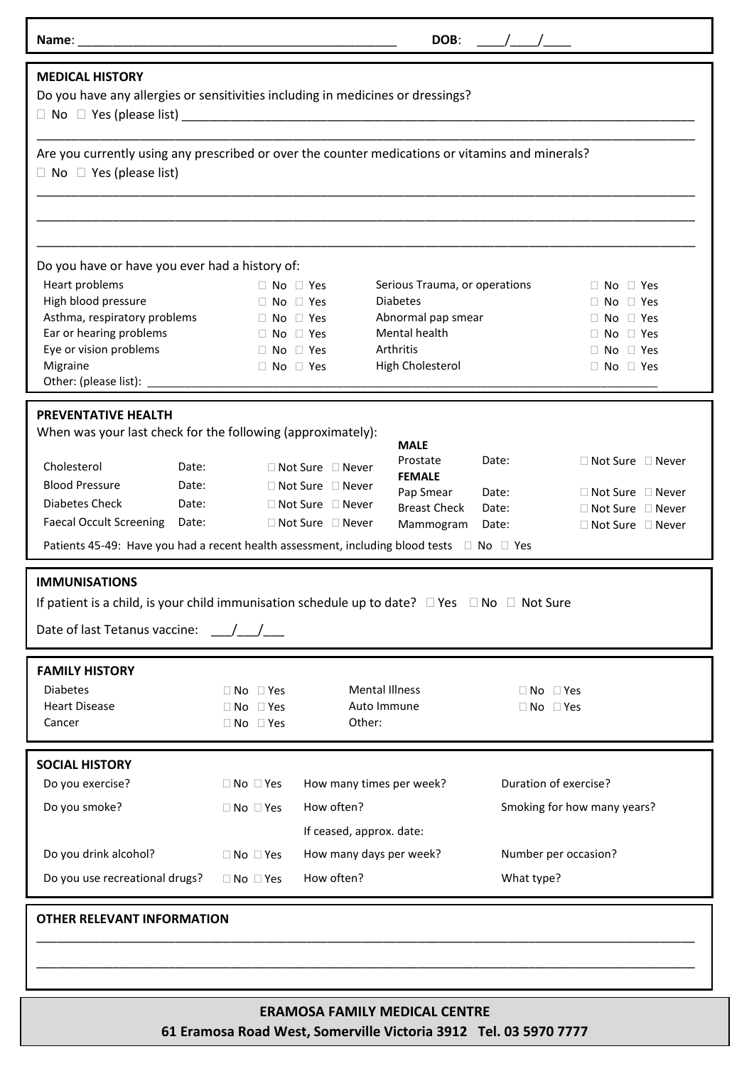Name: ______________________________________________ DOB: ____/____/____

## MEDICAL HISTORY

Do you have any allergies or sensitivities including in medicines or dressings?

☐ No ☐ Yes (please list) ______________________________________________

______________________________________________

Are you currently using any prescribed or over the counter medications or vitamins and minerals?

☐ No ☐ Yes (please list)

______________________________________________

______________________________________________

______________________________________________

Do you have or have you ever had a history of:

| | | | |
|---|---|---|---|
| Heart problems | ☐ No ☐ Yes | Serious Trauma, or operations | ☐ No ☐ Yes |
| High blood pressure | ☐ No ☐ Yes | Diabetes | ☐ No ☐ Yes |
| Asthma, respiratory problems | ☐ No ☐ Yes | Abnormal pap smear | ☐ No ☐ Yes |
| Ear or hearing problems | ☐ No ☐ Yes | Mental health | ☐ No ☐ Yes |
| Eye or vision problems | ☐ No ☐ Yes | Arthritis | ☐ No ☐ Yes |
| Migraine | ☐ No ☐ Yes | High Cholesterol | ☐ No ☐ Yes |

Other: (please list): ______________________________________________

## PREVENTATIVE HEALTH

When was your last check for the following (approximately):

| | | | | | |
|---|---|---|---|---|---|
| Cholesterol | Date: | ☐ Not Sure ☐ Never | **MALE** | | |
| | | | Prostate | Date: | ☐ Not Sure ☐ Never |
| Blood Pressure | Date: | ☐ Not Sure ☐ Never | **FEMALE** | | |
| | | | Pap Smear | Date: | ☐ Not Sure ☐ Never |
| Diabetes Check | Date: | ☐ Not Sure ☐ Never | Breast Check | Date: | ☐ Not Sure ☐ Never |
| Faecal Occult Screening | Date: | ☐ Not Sure ☐ Never | Mammogram | Date: | ☐ Not Sure ☐ Never |

Patients 45-49: Have you had a recent health assessment, including blood tests ☐ No ☐ Yes

## IMMUNISATIONS

If patient is a child, is your child immunisation schedule up to date? ☐ Yes ☐ No ☐ Not Sure

Date of last Tetanus vaccine: ___/___/___

## FAMILY HISTORY

| | | | |
|---|---|---|---|
| Diabetes | ☐ No ☐ Yes | Mental Illness | ☐ No ☐ Yes |
| Heart Disease | ☐ No ☐ Yes | Auto Immune | ☐ No ☐ Yes |
| Cancer | ☐ No ☐ Yes | Other: | |

## SOCIAL HISTORY

| | | | |
|---|---|---|---|
| Do you exercise? | ☐ No ☐ Yes | How many times per week? | Duration of exercise? |
| Do you smoke? | ☐ No ☐ Yes | How often? | Smoking for how many years? |
| | | If ceased, approx. date: | |
| Do you drink alcohol? | ☐ No ☐ Yes | How many days per week? | Number per occasion? |
| Do you use recreational drugs? | ☐ No ☐ Yes | How often? | What type? |

## OTHER RELEVANT INFORMATION

______________________________________________

______________________________________________

**ERAMOSA FAMILY MEDICAL CENTRE**
**61 Eramosa Road West, Somerville Victoria 3912 Tel. 03 5970 7777**